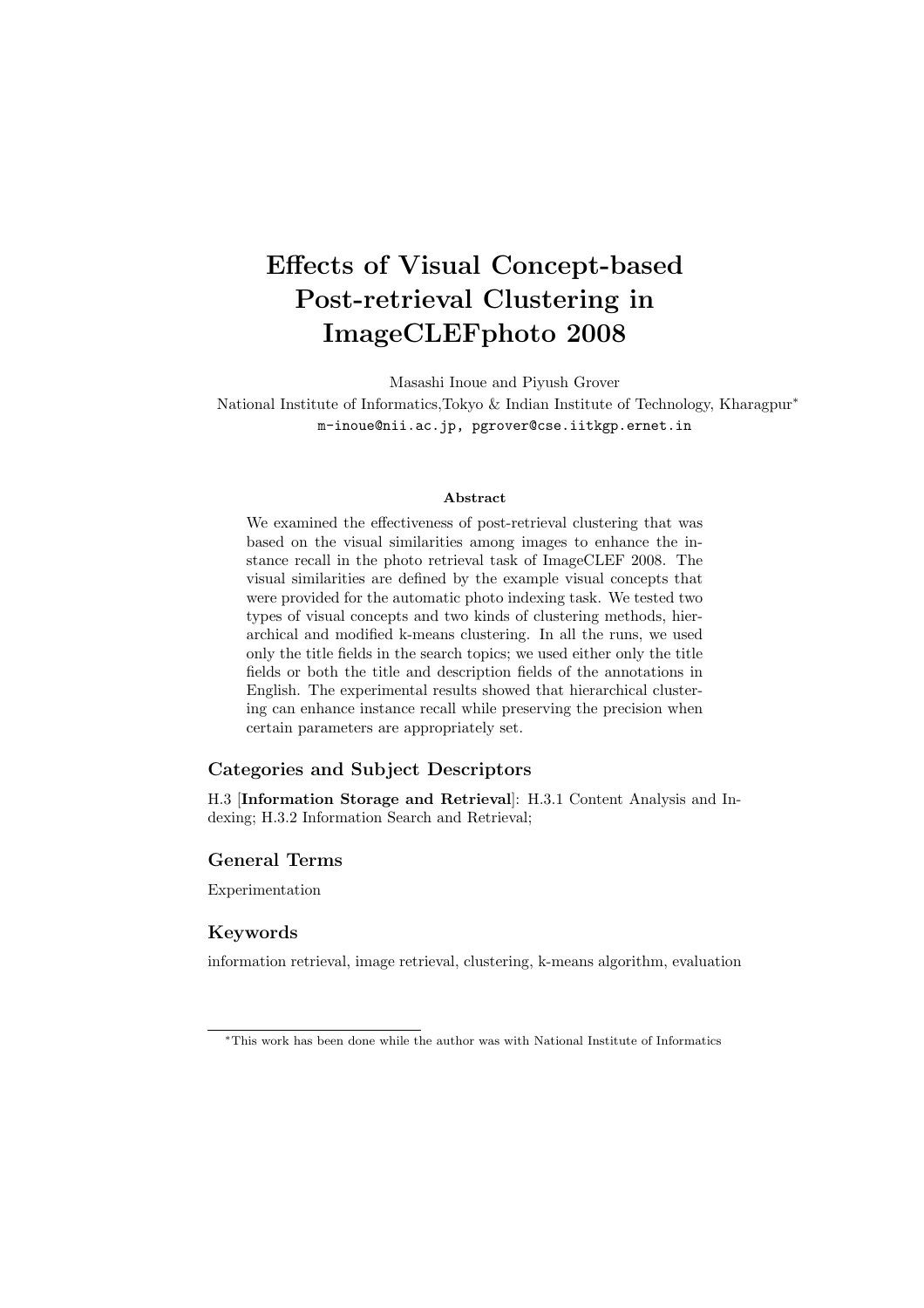# Effects of Visual Concept-based Post-retrieval Clustering in ImageCLEFphoto 2008

Masashi Inoue and Piyush Grover

National Institute of Informatics,Tokyo & Indian Institute of Technology, Kharagpur[*]

m-inoue@nii.ac.jp, pgrover@cse.iitkgp.ernet.in

### Abstract

We examined the effectiveness of post-retrieval clustering that was based on the visual similarities among images to enhance the instance recall in the photo retrieval task of ImageCLEF 2008. The visual similarities are defined by the example visual concepts that were provided for the automatic photo indexing task. We tested two types of visual concepts and two kinds of clustering methods, hierarchical and modified k-means clustering. In all the runs, we used only the title fields in the search topics; we used either only the title fields or both the title and description fields of the annotations in English. The experimental results showed that hierarchical clustering can enhance instance recall while preserving the precision when certain parameters are appropriately set.

## Categories and Subject Descriptors

H.3 [**Information Storage and Retrieval**]: H.3.1 Content Analysis and Indexing; H.3.2 Information Search and Retrieval;

## General Terms

Experimentation

## Keywords

information retrieval, image retrieval, clustering, k-means algorithm, evaluation

---

[*]This work has been done while the author was with National Institute of Informatics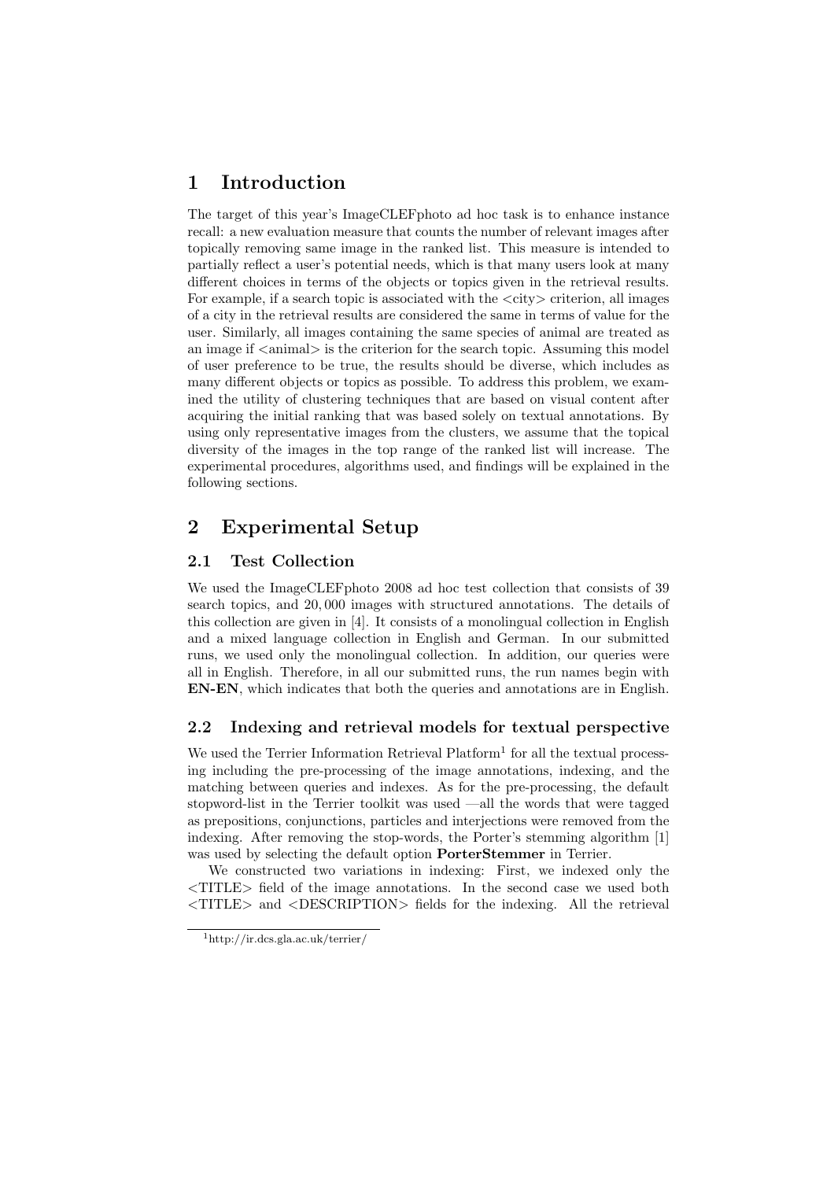# 1 Introduction

The target of this year's ImageCLEFphoto ad hoc task is to enhance instance recall: a new evaluation measure that counts the number of relevant images after topically removing same image in the ranked list. This measure is intended to partially reflect a user's potential needs, which is that many users look at many different choices in terms of the objects or topics given in the retrieval results. For example, if a search topic is associated with the <city> criterion, all images of a city in the retrieval results are considered the same in terms of value for the user. Similarly, all images containing the same species of animal are treated as an image if <animal> is the criterion for the search topic. Assuming this model of user preference to be true, the results should be diverse, which includes as many different objects or topics as possible. To address this problem, we examined the utility of clustering techniques that are based on visual content after acquiring the initial ranking that was based solely on textual annotations. By using only representative images from the clusters, we assume that the topical diversity of the images in the top range of the ranked list will increase. The experimental procedures, algorithms used, and findings will be explained in the following sections.

# 2 Experimental Setup

## 2.1 Test Collection

We used the ImageCLEFphoto 2008 ad hoc test collection that consists of 39 search topics, and 20,000 images with structured annotations. The details of this collection are given in [4]. It consists of a monolingual collection in English and a mixed language collection in English and German. In our submitted runs, we used only the monolingual collection. In addition, our queries were all in English. Therefore, in all our submitted runs, the run names begin with **EN-EN**, which indicates that both the queries and annotations are in English.

## 2.2 Indexing and retrieval models for textual perspective

We used the Terrier Information Retrieval Platform[1] for all the textual processing including the pre-processing of the image annotations, indexing, and the matching between queries and indexes. As for the pre-processing, the default stopword-list in the Terrier toolkit was used —all the words that were tagged as prepositions, conjunctions, particles and interjections were removed from the indexing. After removing the stop-words, the Porter's stemming algorithm [1] was used by selecting the default option **PorterStemmer** in Terrier.

We constructed two variations in indexing: First, we indexed only the <TITLE> field of the image annotations. In the second case we used both <TITLE> and <DESCRIPTION> fields for the indexing. All the retrieval

[1] http://ir.dcs.gla.ac.uk/terrier/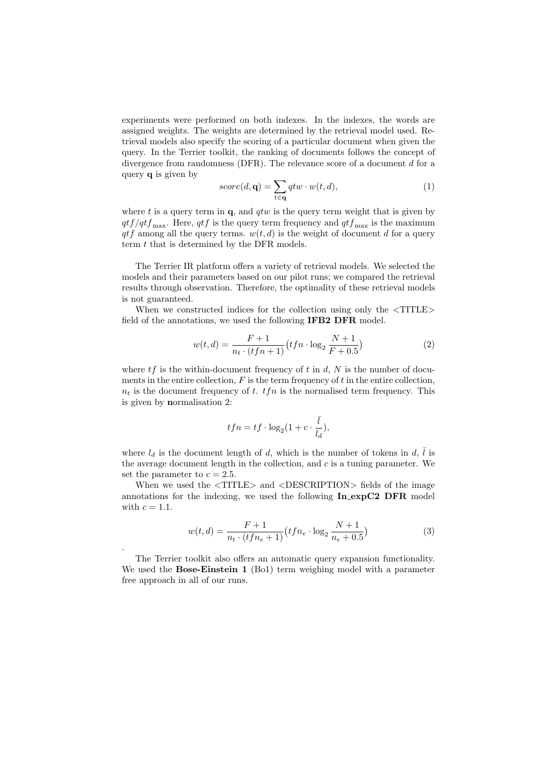experiments were performed on both indexes. In the indexes, the words are assigned weights. The weights are determined by the retrieval model used. Retrieval models also specify the scoring of a particular document when given the query. In the Terrier toolkit, the ranking of documents follows the concept of divergence from randomness (DFR). The relevance score of a document $d$ for a query $\mathbf{q}$ is given by

$$score(d, \mathbf{q}) = \sum_{t \in \mathbf{q}} qtw \cdot w(t, d), \tag{1}$$

where $t$ is a query term in $\mathbf{q}$, and $qtw$ is the query term weight that is given by $qtf/qtf_{\max}$. Here, $qtf$ is the query term frequency and $qtf_{\max}$ is the maximum $qtf$ among all the query terms. $w(t, d)$ is the weight of document $d$ for a query term $t$ that is determined by the DFR models.

The Terrier IR platform offers a variety of retrieval models. We selected the models and their parameters based on our pilot runs; we compared the retrieval results through observation. Therefore, the optimality of these retrieval models is not guaranteed.

When we constructed indices for the collection using only the <TITLE> field of the annotations, we used the following **IFB2 DFR** model.

$$w(t, d) = \frac{F + 1}{n_t \cdot (tfn + 1)} \big(tfn \cdot \log_2 \frac{N + 1}{F + 0.5}\big) \tag{2}$$

where $tf$ is the within-document frequency of $t$ in $d$, $N$ is the number of documents in the entire collection, $F$ is the term frequency of $t$ in the entire collection, $n_t$ is the document frequency of $t$. $tfn$ is the normalised term frequency. This is given by **n**ormalisation 2:

$$tfn = tf \cdot \log_2(1 + c \cdot \frac{\bar{l}}{l_d}),$$

where $l_d$ is the document length of $d$, which is the number of tokens in $d$, $\bar{l}$ is the average document length in the collection, and $c$ is a tuning parameter. We set the parameter to $c = 2.5$.

When we used the <TITLE> and <DESCRIPTION> fields of the image annotations for the indexing, we used the following **In_expC2 DFR** model with $c = 1.1$.

$$w(t, d) = \frac{F + 1}{n_t \cdot (tfn_e + 1)} \big(tfn_e \cdot \log_2 \frac{N + 1}{n_e + 0.5}\big) \tag{3}$$

.

The Terrier toolkit also offers an automatic query expansion functionality. We used the **Bose-Einstein 1** (Bo1) term weighing model with a parameter free approach in all of our runs.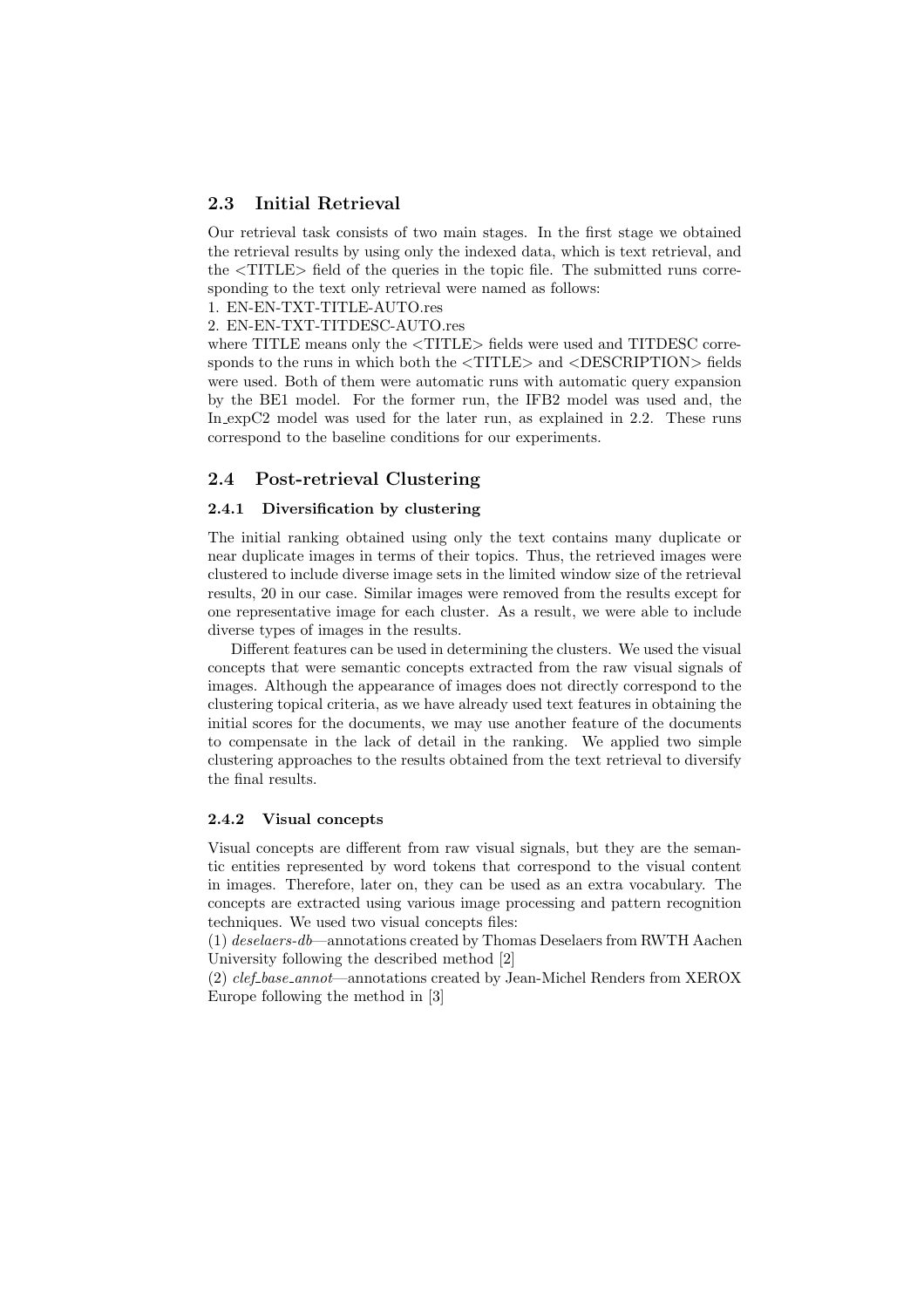## 2.3 Initial Retrieval

Our retrieval task consists of two main stages. In the first stage we obtained the retrieval results by using only the indexed data, which is text retrieval, and the <TITLE> field of the queries in the topic file. The submitted runs corresponding to the text only retrieval were named as follows:

1. EN-EN-TXT-TITLE-AUTO.res
2. EN-EN-TXT-TITDESC-AUTO.res

where TITLE means only the <TITLE> fields were used and TITDESC corresponds to the runs in which both the <TITLE> and <DESCRIPTION> fields were used. Both of them were automatic runs with automatic query expansion by the BE1 model. For the former run, the IFB2 model was used and, the In_expC2 model was used for the later run, as explained in 2.2. These runs correspond to the baseline conditions for our experiments.

## 2.4 Post-retrieval Clustering

### 2.4.1 Diversification by clustering

The initial ranking obtained using only the text contains many duplicate or near duplicate images in terms of their topics. Thus, the retrieved images were clustered to include diverse image sets in the limited window size of the retrieval results, 20 in our case. Similar images were removed from the results except for one representative image for each cluster. As a result, we were able to include diverse types of images in the results.

Different features can be used in determining the clusters. We used the visual concepts that were semantic concepts extracted from the raw visual signals of images. Although the appearance of images does not directly correspond to the clustering topical criteria, as we have already used text features in obtaining the initial scores for the documents, we may use another feature of the documents to compensate in the lack of detail in the ranking. We applied two simple clustering approaches to the results obtained from the text retrieval to diversify the final results.

### 2.4.2 Visual concepts

Visual concepts are different from raw visual signals, but they are the semantic entities represented by word tokens that correspond to the visual content in images. Therefore, later on, they can be used as an extra vocabulary. The concepts are extracted using various image processing and pattern recognition techniques. We used two visual concepts files:

(1) *deselaers-db*—annotations created by Thomas Deselaers from RWTH Aachen University following the described method [2]

(2) *clef_base_annot*—annotations created by Jean-Michel Renders from XEROX Europe following the method in [3]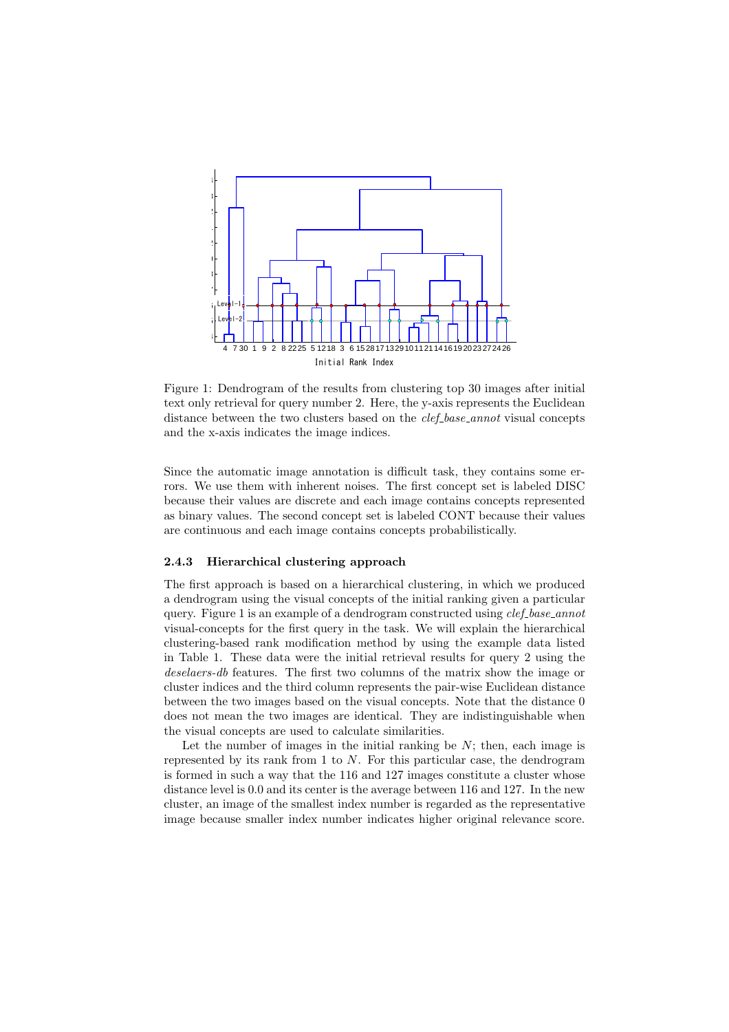Figure 1: Dendrogram of the results from clustering top 30 images after initial text only retrieval for query number 2. Here, the y-axis represents the Euclidean distance between the two clusters based on the *clef_base_annot* visual concepts and the x-axis indicates the image indices.

Since the automatic image annotation is difficult task, they contains some errors. We use them with inherent noises. The first concept set is labeled DISC because their values are discrete and each image contains concepts represented as binary values. The second concept set is labeled CONT because their values are continuous and each image contains concepts probabilistically.

#### 2.4.3 Hierarchical clustering approach

The first approach is based on a hierarchical clustering, in which we produced a dendrogram using the visual concepts of the initial ranking given a particular query. Figure 1 is an example of a dendrogram constructed using *clef_base_annot* visual-concepts for the first query in the task. We will explain the hierarchical clustering-based rank modification method by using the example data listed in Table 1. These data were the initial retrieval results for query 2 using the *deselaers-db* features. The first two columns of the matrix show the image or cluster indices and the third column represents the pair-wise Euclidean distance between the two images based on the visual concepts. Note that the distance 0 does not mean the two images are identical. They are indistinguishable when the visual concepts are used to calculate similarities.

Let the number of images in the initial ranking be $N$; then, each image is represented by its rank from 1 to $N$. For this particular case, the dendrogram is formed in such a way that the 116 and 127 images constitute a cluster whose distance level is 0.0 and its center is the average between 116 and 127. In the new cluster, an image of the smallest index number is regarded as the representative image because smaller index number indicates higher original relevance score.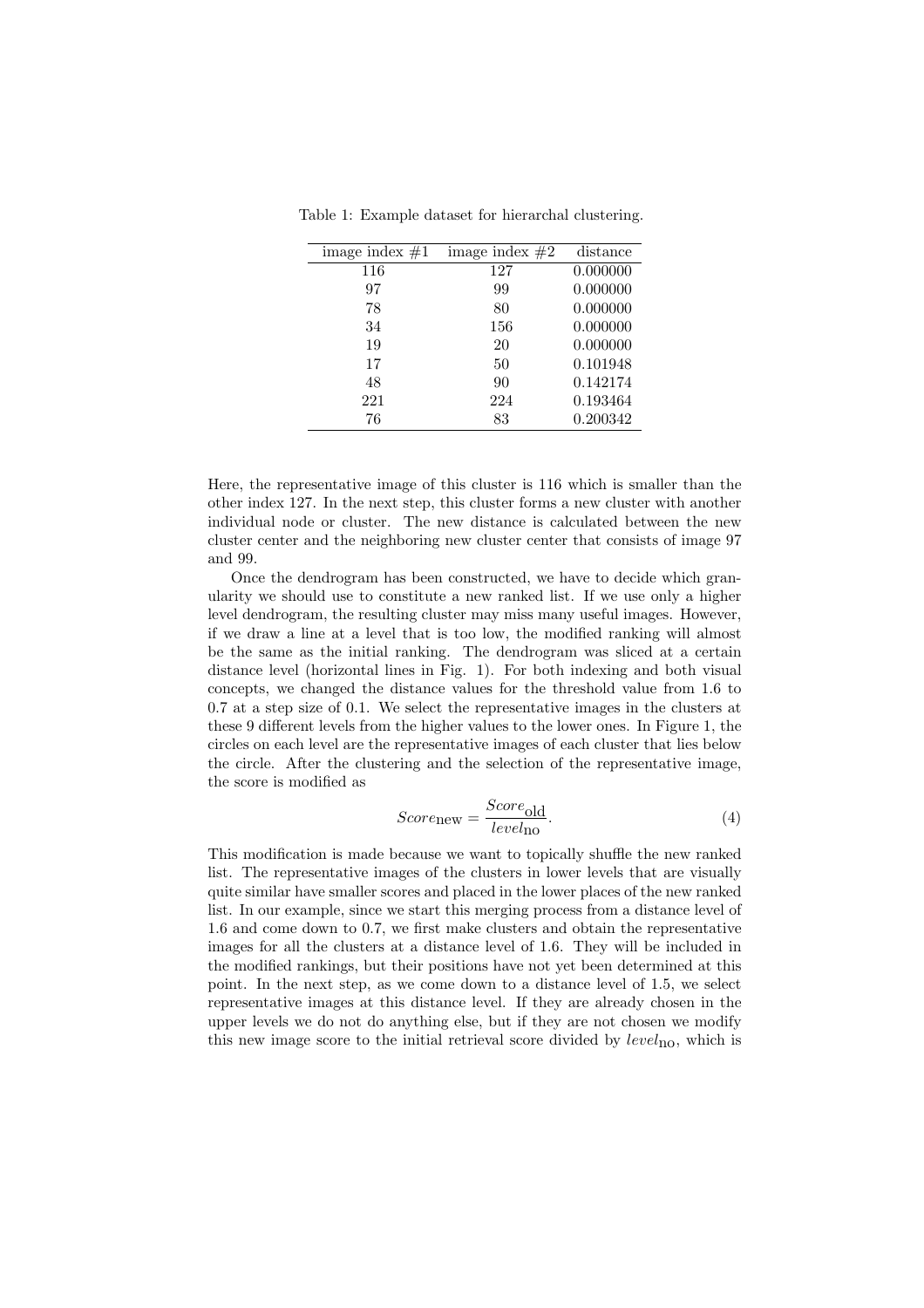Table 1: Example dataset for hierarchal clustering.

| image index #1 | image index #2 | distance |
|---|---|---|
| 116 | 127 | 0.000000 |
| 97 | 99 | 0.000000 |
| 78 | 80 | 0.000000 |
| 34 | 156 | 0.000000 |
| 19 | 20 | 0.000000 |
| 17 | 50 | 0.101948 |
| 48 | 90 | 0.142174 |
| 221 | 224 | 0.193464 |
| 76 | 83 | 0.200342 |

Here, the representative image of this cluster is 116 which is smaller than the other index 127. In the next step, this cluster forms a new cluster with another individual node or cluster. The new distance is calculated between the new cluster center and the neighboring new cluster center that consists of image 97 and 99.

Once the dendrogram has been constructed, we have to decide which granularity we should use to constitute a new ranked list. If we use only a higher level dendrogram, the resulting cluster may miss many useful images. However, if we draw a line at a level that is too low, the modified ranking will almost be the same as the initial ranking. The dendrogram was sliced at a certain distance level (horizontal lines in Fig. 1). For both indexing and both visual concepts, we changed the distance values for the threshold value from 1.6 to 0.7 at a step size of 0.1. We select the representative images in the clusters at these 9 different levels from the higher values to the lower ones. In Figure 1, the circles on each level are the representative images of each cluster that lies below the circle. After the clustering and the selection of the representative image, the score is modified as

$$Score_{\text{new}} = \frac{Score_{\text{old}}}{level_{\text{no}}}. \tag{4}$$

This modification is made because we want to topically shuffle the new ranked list. The representative images of the clusters in lower levels that are visually quite similar have smaller scores and placed in the lower places of the new ranked list. In our example, since we start this merging process from a distance level of 1.6 and come down to 0.7, we first make clusters and obtain the representative images for all the clusters at a distance level of 1.6. They will be included in the modified rankings, but their positions have not yet been determined at this point. In the next step, as we come down to a distance level of 1.5, we select representative images at this distance level. If they are already chosen in the upper levels we do not do anything else, but if they are not chosen we modify this new image score to the initial retrieval score divided by $level_{\text{no}}$, which is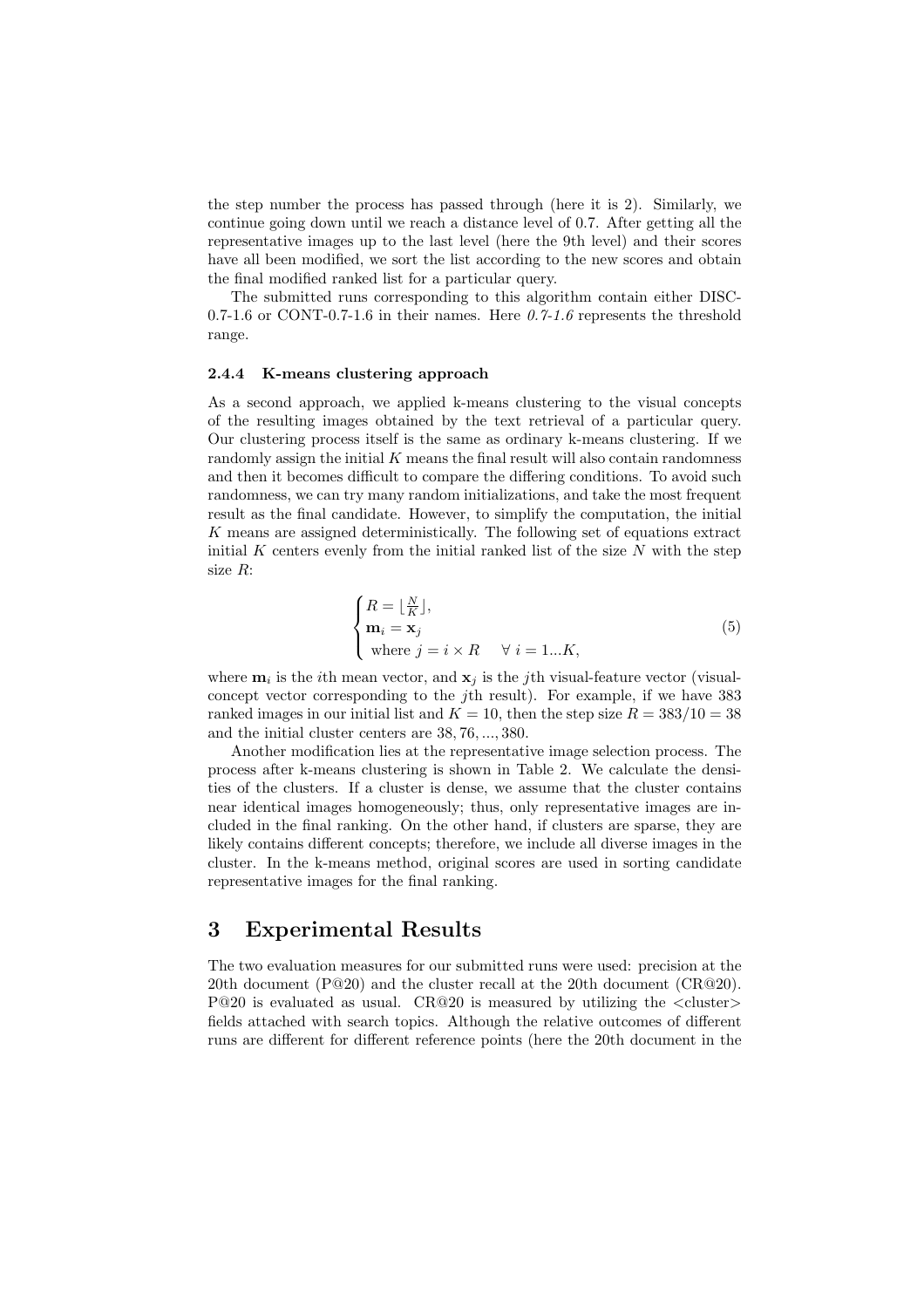the step number the process has passed through (here it is 2). Similarly, we continue going down until we reach a distance level of 0.7. After getting all the representative images up to the last level (here the 9th level) and their scores have all been modified, we sort the list according to the new scores and obtain the final modified ranked list for a particular query.

The submitted runs corresponding to this algorithm contain either DISC-0.7-1.6 or CONT-0.7-1.6 in their names. Here *0.7-1.6* represents the threshold range.

#### 2.4.4 K-means clustering approach

As a second approach, we applied k-means clustering to the visual concepts of the resulting images obtained by the text retrieval of a particular query. Our clustering process itself is the same as ordinary k-means clustering. If we randomly assign the initial $K$ means the final result will also contain randomness and then it becomes difficult to compare the differing conditions. To avoid such randomness, we can try many random initializations, and take the most frequent result as the final candidate. However, to simplify the computation, the initial $K$ means are assigned deterministically. The following set of equations extract initial $K$ centers evenly from the initial ranked list of the size $N$ with the step size $R$:

$$\begin{cases} R = \lfloor \frac{N}{K} \rfloor, \\ \mathbf{m}_i = \mathbf{x}_j \\ \text{ where } j = i \times R \quad \forall \ i = 1...K, \end{cases} \tag{5}$$

where $\mathbf{m}_i$ is the $i$th mean vector, and $\mathbf{x}_j$ is the $j$th visual-feature vector (visual-concept vector corresponding to the $j$th result). For example, if we have 383 ranked images in our initial list and $K = 10$, then the step size $R = 383/10 = 38$ and the initial cluster centers are $38, 76, ..., 380$.

Another modification lies at the representative image selection process. The process after k-means clustering is shown in Table 2. We calculate the densities of the clusters. If a cluster is dense, we assume that the cluster contains near identical images homogeneously; thus, only representative images are included in the final ranking. On the other hand, if clusters are sparse, they are likely contains different concepts; therefore, we include all diverse images in the cluster. In the k-means method, original scores are used in sorting candidate representative images for the final ranking.

## 3 Experimental Results

The two evaluation measures for our submitted runs were used: precision at the 20th document (P@20) and the cluster recall at the 20th document (CR@20). P@20 is evaluated as usual. CR@20 is measured by utilizing the <cluster> fields attached with search topics. Although the relative outcomes of different runs are different for different reference points (here the 20th document in the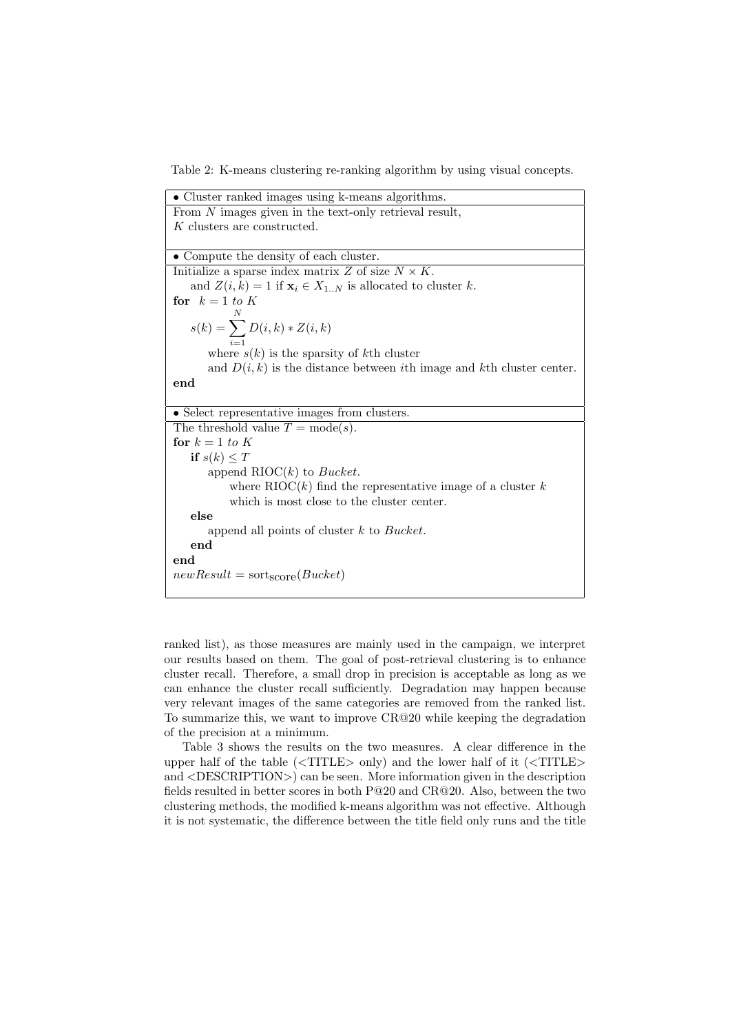Table 2: K-means clustering re-ranking algorithm by using visual concepts.

- Cluster ranked images using k-means algorithms.

From $N$ images given in the text-only retrieval result,
$K$ clusters are constructed.

- Compute the density of each cluster.

Initialize a sparse index matrix $Z$ of size $N \times K$.
 and $Z(i,k) = 1$ if $\mathbf{x}_i \in X_{1..N}$ is allocated to cluster $k$.
**for** $k = 1$ *to* $K$

$$s(k) = \sum_{i=1}^{N} D(i,k) * Z(i,k)$$

 where $s(k)$ is the sparsity of $k$th cluster
 and $D(i,k)$ is the distance between $i$th image and $k$th cluster center.
**end**

- Select representative images from clusters.

The threshold value $T = \text{mode}(s)$.
**for** $k = 1$ *to* $K$
 **if** $s(k) \leq T$
  append RIOC($k$) to *Bucket*.
   where RIOC($k$) find the representative image of a cluster $k$
   which is most close to the cluster center.
 **else**
  append all points of cluster $k$ to *Bucket*.
 **end**
**end**
$newResult = \text{sort}_{\text{score}}(Bucket)$

ranked list), as those measures are mainly used in the campaign, we interpret our results based on them. The goal of post-retrieval clustering is to enhance cluster recall. Therefore, a small drop in precision is acceptable as long as we can enhance the cluster recall sufficiently. Degradation may happen because very relevant images of the same categories are removed from the ranked list. To summarize this, we want to improve CR@20 while keeping the degradation of the precision at a minimum.

Table 3 shows the results on the two measures. A clear difference in the upper half of the table (<TITLE> only) and the lower half of it (<TITLE> and <DESCRIPTION>) can be seen. More information given in the description fields resulted in better scores in both P@20 and CR@20. Also, between the two clustering methods, the modified k-means algorithm was not effective. Although it is not systematic, the difference between the title field only runs and the title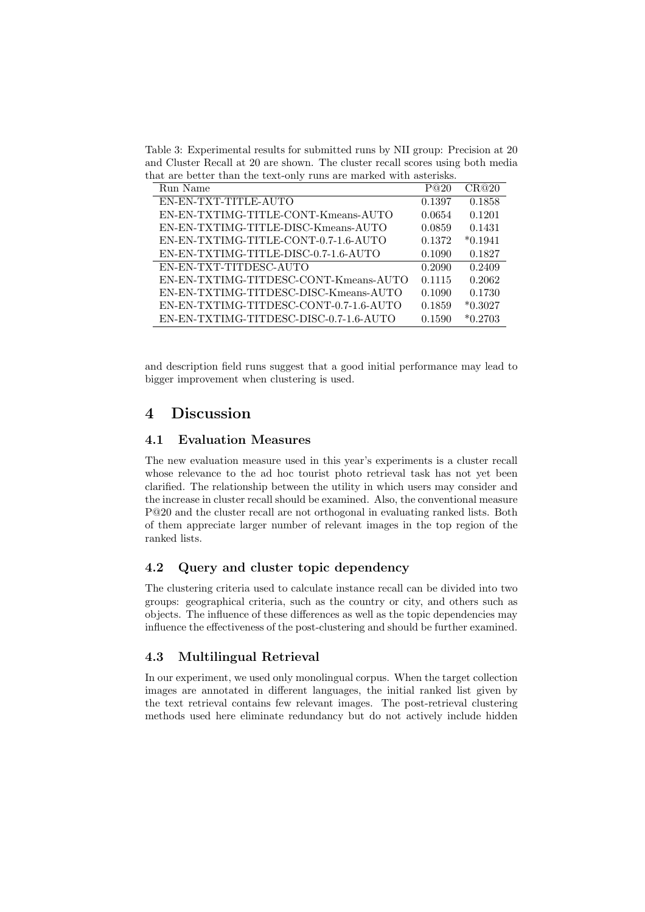Table 3: Experimental results for submitted runs by NII group: Precision at 20 and Cluster Recall at 20 are shown. The cluster recall scores using both media that are better than the text-only runs are marked with asterisks.

| Run Name | P@20 | CR@20 |
|---|---|---|
| EN-EN-TXT-TITLE-AUTO | 0.1397 | 0.1858 |
| EN-EN-TXTIMG-TITLE-CONT-Kmeans-AUTO | 0.0654 | 0.1201 |
| EN-EN-TXTIMG-TITLE-DISC-Kmeans-AUTO | 0.0859 | 0.1431 |
| EN-EN-TXTIMG-TITLE-CONT-0.7-1.6-AUTO | 0.1372 | *0.1941 |
| EN-EN-TXTIMG-TITLE-DISC-0.7-1.6-AUTO | 0.1090 | 0.1827 |
| EN-EN-TXT-TITDESC-AUTO | 0.2090 | 0.2409 |
| EN-EN-TXTIMG-TITDESC-CONT-Kmeans-AUTO | 0.1115 | 0.2062 |
| EN-EN-TXTIMG-TITDESC-DISC-Kmeans-AUTO | 0.1090 | 0.1730 |
| EN-EN-TXTIMG-TITDESC-CONT-0.7-1.6-AUTO | 0.1859 | *0.3027 |
| EN-EN-TXTIMG-TITDESC-DISC-0.7-1.6-AUTO | 0.1590 | *0.2703 |

and description field runs suggest that a good initial performance may lead to bigger improvement when clustering is used.

# 4 Discussion

## 4.1 Evaluation Measures

The new evaluation measure used in this year's experiments is a cluster recall whose relevance to the ad hoc tourist photo retrieval task has not yet been clarified. The relationship between the utility in which users may consider and the increase in cluster recall should be examined. Also, the conventional measure P@20 and the cluster recall are not orthogonal in evaluating ranked lists. Both of them appreciate larger number of relevant images in the top region of the ranked lists.

## 4.2 Query and cluster topic dependency

The clustering criteria used to calculate instance recall can be divided into two groups: geographical criteria, such as the country or city, and others such as objects. The influence of these differences as well as the topic dependencies may influence the effectiveness of the post-clustering and should be further examined.

## 4.3 Multilingual Retrieval

In our experiment, we used only monolingual corpus. When the target collection images are annotated in different languages, the initial ranked list given by the text retrieval contains few relevant images. The post-retrieval clustering methods used here eliminate redundancy but do not actively include hidden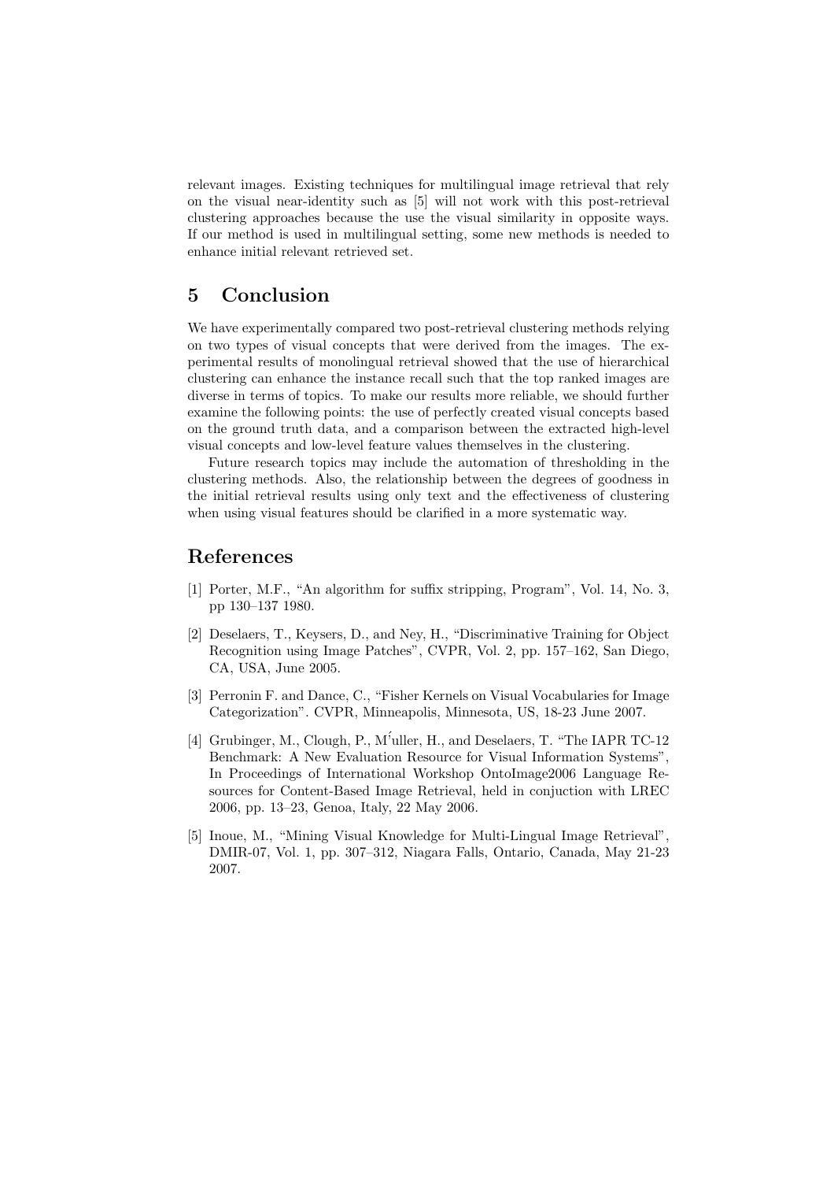relevant images. Existing techniques for multilingual image retrieval that rely on the visual near-identity such as [5] will not work with this post-retrieval clustering approaches because the use the visual similarity in opposite ways. If our method is used in multilingual setting, some new methods is needed to enhance initial relevant retrieved set.

## 5 Conclusion

We have experimentally compared two post-retrieval clustering methods relying on two types of visual concepts that were derived from the images. The experimental results of monolingual retrieval showed that the use of hierarchical clustering can enhance the instance recall such that the top ranked images are diverse in terms of topics. To make our results more reliable, we should further examine the following points: the use of perfectly created visual concepts based on the ground truth data, and a comparison between the extracted high-level visual concepts and low-level feature values themselves in the clustering.

Future research topics may include the automation of thresholding in the clustering methods. Also, the relationship between the degrees of goodness in the initial retrieval results using only text and the effectiveness of clustering when using visual features should be clarified in a more systematic way.

## References

[1] Porter, M.F., "An algorithm for suffix stripping, Program", Vol. 14, No. 3, pp 130–137 1980.

[2] Deselaers, T., Keysers, D., and Ney, H., "Discriminative Training for Object Recognition using Image Patches", CVPR, Vol. 2, pp. 157–162, San Diego, CA, USA, June 2005.

[3] Perronin F. and Dance, C., "Fisher Kernels on Visual Vocabularies for Image Categorization". CVPR, Minneapolis, Minnesota, US, 18-23 June 2007.

[4] Grubinger, M., Clough, P., Ḿuller, H., and Deselaers, T. "The IAPR TC-12 Benchmark: A New Evaluation Resource for Visual Information Systems", In Proceedings of International Workshop OntoImage2006 Language Resources for Content-Based Image Retrieval, held in conjuction with LREC 2006, pp. 13–23, Genoa, Italy, 22 May 2006.

[5] Inoue, M., "Mining Visual Knowledge for Multi-Lingual Image Retrieval", DMIR-07, Vol. 1, pp. 307–312, Niagara Falls, Ontario, Canada, May 21-23 2007.